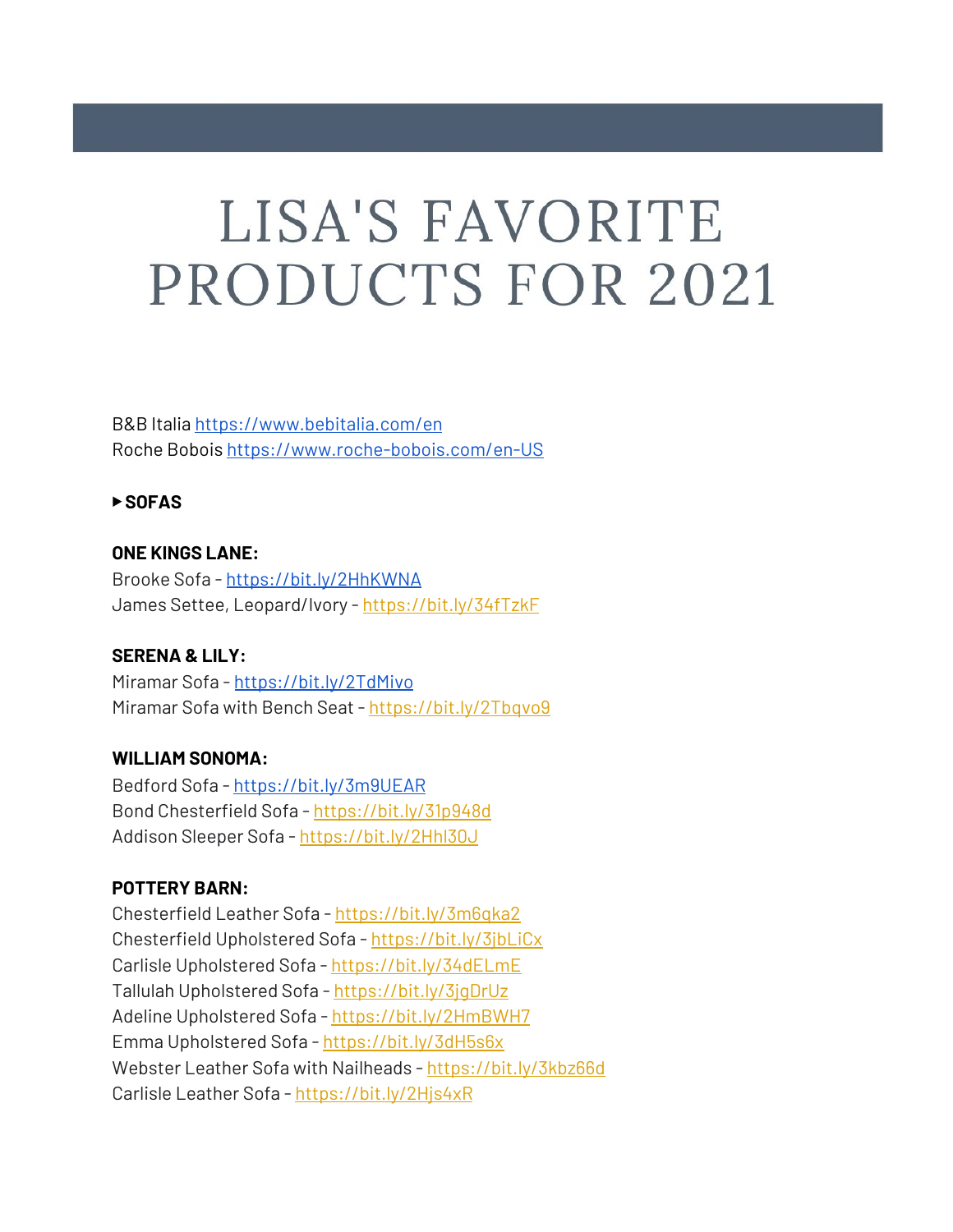# LISA'S FAVORITE PRODUCTS FOR 2021

B&B Italia https://www.bebitalia.com/en
Roche Bobois https://www.roche-bobois.com/en-US

**▸ SOFAS**

**ONE KINGS LANE:**
Brooke Sofa - https://bit.ly/2HhKWNA
James Settee, Leopard/Ivory - https://bit.ly/34fTzkF

**SERENA & LILY:**
Miramar Sofa - https://bit.ly/2TdMivo
Miramar Sofa with Bench Seat - https://bit.ly/2Tbqvo9

**WILLIAM SONOMA:**
Bedford Sofa - https://bit.ly/3m9UEAR
Bond Chesterfield Sofa - https://bit.ly/31p948d
Addison Sleeper Sofa - https://bit.ly/2Hhl30J

**POTTERY BARN:**
Chesterfield Leather Sofa - https://bit.ly/3m6qka2
Chesterfield Upholstered Sofa - https://bit.ly/3jbLiCx
Carlisle Upholstered Sofa - https://bit.ly/34dELmE
Tallulah Upholstered Sofa - https://bit.ly/3jgDrUz
Adeline Upholstered Sofa - https://bit.ly/2HmBWH7
Emma Upholstered Sofa - https://bit.ly/3dH5s6x
Webster Leather Sofa with Nailheads - https://bit.ly/3kbz66d
Carlisle Leather Sofa - https://bit.ly/2Hjs4xR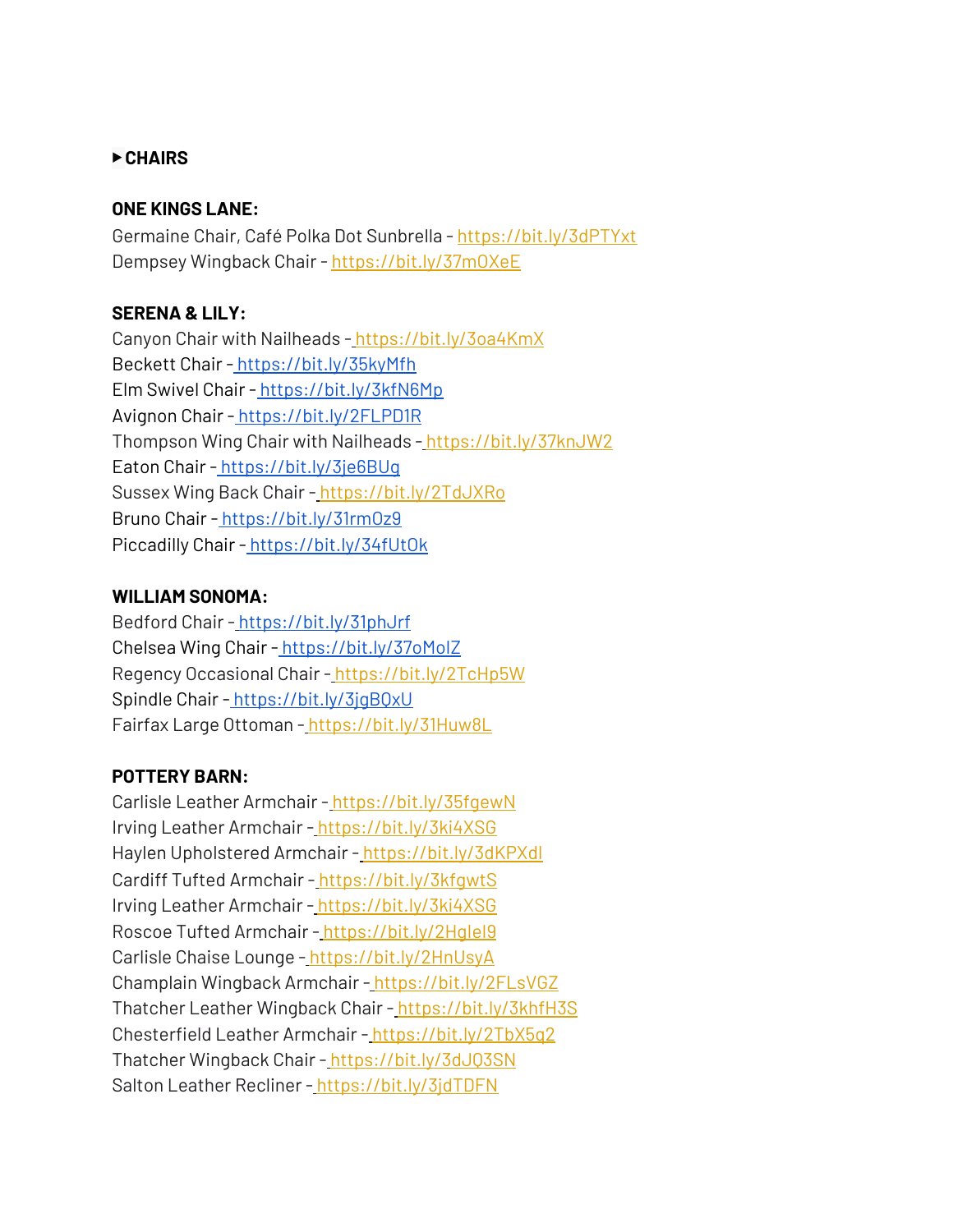▶ **CHAIRS**

**ONE KINGS LANE:**

Germaine Chair, Café Polka Dot Sunbrella - https://bit.ly/3dPTYxt
Dempsey Wingback Chair - https://bit.ly/37mOXeE

**SERENA & LILY:**

Canyon Chair with Nailheads - https://bit.ly/3oa4KmX
Beckett Chair - https://bit.ly/35kyMfh
Elm Swivel Chair - https://bit.ly/3kfN6Mp
Avignon Chair - https://bit.ly/2FLPD1R
Thompson Wing Chair with Nailheads - https://bit.ly/37knJW2
Eaton Chair - https://bit.ly/3je6BUg
Sussex Wing Back Chair - https://bit.ly/2TdJXRo
Bruno Chair - https://bit.ly/31rmOz9
Piccadilly Chair - https://bit.ly/34fUtOk

**WILLIAM SONOMA:**

Bedford Chair - https://bit.ly/31phJrf
Chelsea Wing Chair - https://bit.ly/37oMolZ
Regency Occasional Chair - https://bit.ly/2TcHp5W
Spindle Chair - https://bit.ly/3jgBQxU
Fairfax Large Ottoman - https://bit.ly/31Huw8L

**POTTERY BARN:**

Carlisle Leather Armchair - https://bit.ly/35fgewN
Irving Leather Armchair - https://bit.ly/3ki4XSG
Haylen Upholstered Armchair - https://bit.ly/3dKPXdl
Cardiff Tufted Armchair - https://bit.ly/3kfgwtS
Irving Leather Armchair - https://bit.ly/3ki4XSG
Roscoe Tufted Armchair - https://bit.ly/2HgleI9
Carlisle Chaise Lounge - https://bit.ly/2HnUsyA
Champlain Wingback Armchair - https://bit.ly/2FLsVGZ
Thatcher Leather Wingback Chair - https://bit.ly/3khfH3S
Chesterfield Leather Armchair - https://bit.ly/2TbX5q2
Thatcher Wingback Chair - https://bit.ly/3dJQ3SN
Salton Leather Recliner - https://bit.ly/3jdTDFN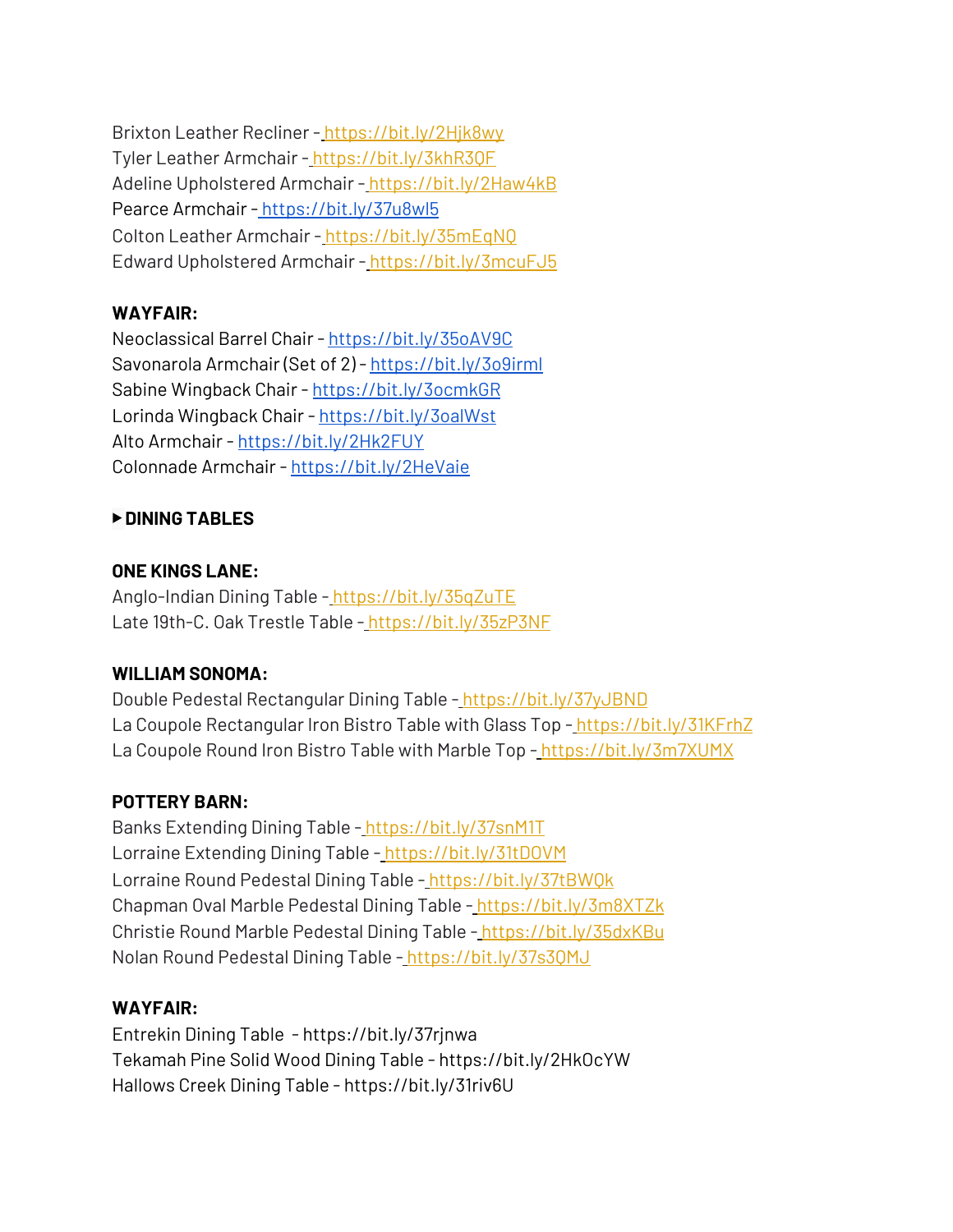Brixton Leather Recliner - https://bit.ly/2Hjk8wy
Tyler Leather Armchair - https://bit.ly/3khR3QF
Adeline Upholstered Armchair - https://bit.ly/2Haw4kB
Pearce Armchair - https://bit.ly/37u8wl5
Colton Leather Armchair - https://bit.ly/35mEqNQ
Edward Upholstered Armchair - https://bit.ly/3mcuFJ5

**WAYFAIR:**
Neoclassical Barrel Chair - https://bit.ly/35oAV9C
Savonarola Armchair (Set of 2) - https://bit.ly/3o9irml
Sabine Wingback Chair - https://bit.ly/3ocmkGR
Lorinda Wingback Chair - https://bit.ly/3oalWst
Alto Armchair - https://bit.ly/2Hk2FUY
Colonnade Armchair - https://bit.ly/2HeVaie

▶ **DINING TABLES**

**ONE KINGS LANE:**
Anglo-Indian Dining Table - https://bit.ly/35qZuTE
Late 19th-C. Oak Trestle Table - https://bit.ly/35zP3NF

**WILLIAM SONOMA:**
Double Pedestal Rectangular Dining Table - https://bit.ly/37yJBND
La Coupole Rectangular Iron Bistro Table with Glass Top - https://bit.ly/31KFrhZ
La Coupole Round Iron Bistro Table with Marble Top - https://bit.ly/3m7XUMX

**POTTERY BARN:**
Banks Extending Dining Table - https://bit.ly/37snM1T
Lorraine Extending Dining Table - https://bit.ly/31tDOVM
Lorraine Round Pedestal Dining Table - https://bit.ly/37tBWQk
Chapman Oval Marble Pedestal Dining Table - https://bit.ly/3m8XTZk
Christie Round Marble Pedestal Dining Table - https://bit.ly/35dxKBu
Nolan Round Pedestal Dining Table - https://bit.ly/37s3QMJ

**WAYFAIR:**
Entrekin Dining Table - https://bit.ly/37rjnwa
Tekamah Pine Solid Wood Dining Table - https://bit.ly/2HkOcYW
Hallows Creek Dining Table - https://bit.ly/31riv6U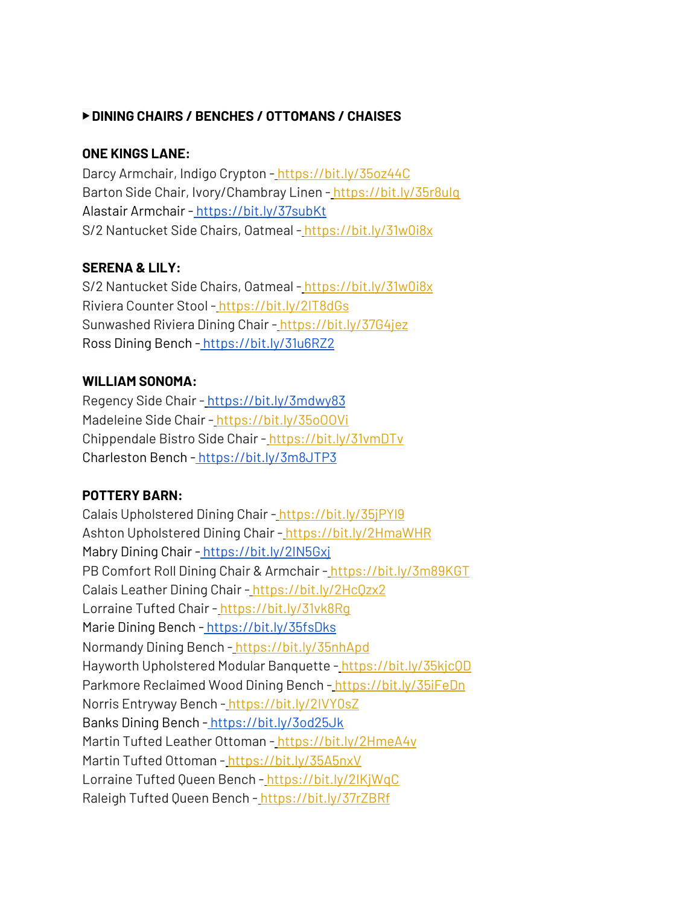▶**DINING CHAIRS / BENCHES / OTTOMANS / CHAISES**

**ONE KINGS LANE:**

Darcy Armchair, Indigo Crypton - https://bit.ly/35oz44C
Barton Side Chair, Ivory/Chambray Linen - https://bit.ly/35r8ulq
Alastair Armchair - https://bit.ly/37subKt
S/2 Nantucket Side Chairs, Oatmeal - https://bit.ly/31w0i8x

**SERENA & LILY:**

S/2 Nantucket Side Chairs, Oatmeal - https://bit.ly/31w0i8x
Riviera Counter Stool - https://bit.ly/2IT8dGs
Sunwashed Riviera Dining Chair - https://bit.ly/37G4jez
Ross Dining Bench - https://bit.ly/31u6RZ2

**WILLIAM SONOMA:**

Regency Side Chair - https://bit.ly/3mdwy83
Madeleine Side Chair - https://bit.ly/35oOOVi
Chippendale Bistro Side Chair - https://bit.ly/31vmDTv
Charleston Bench - https://bit.ly/3m8JTP3

**POTTERY BARN:**

Calais Upholstered Dining Chair - https://bit.ly/35jPYI9
Ashton Upholstered Dining Chair - https://bit.ly/2HmaWHR
Mabry Dining Chair - https://bit.ly/2IN5Gxj
PB Comfort Roll Dining Chair & Armchair - https://bit.ly/3m89KGT
Calais Leather Dining Chair - https://bit.ly/2HcQzx2
Lorraine Tufted Chair - https://bit.ly/31vk8Rg
Marie Dining Bench - https://bit.ly/35fsDks
Normandy Dining Bench - https://bit.ly/35nhApd
Hayworth Upholstered Modular Banquette - https://bit.ly/35kjcQD
Parkmore Reclaimed Wood Dining Bench - https://bit.ly/35iFeDn
Norris Entryway Bench - https://bit.ly/2IVY0sZ
Banks Dining Bench - https://bit.ly/3od25Jk
Martin Tufted Leather Ottoman - https://bit.ly/2HmeA4v
Martin Tufted Ottoman - https://bit.ly/35A5nxV
Lorraine Tufted Queen Bench - https://bit.ly/2IKjWqC
Raleigh Tufted Queen Bench - https://bit.ly/37rZBRf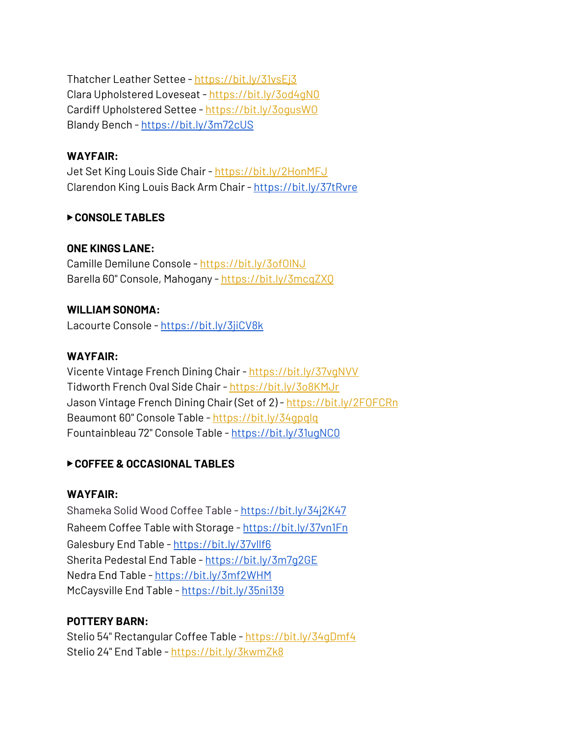Thatcher Leather Settee - https://bit.ly/31vsEj3
Clara Upholstered Loveseat - https://bit.ly/3od4gN0
Cardiff Upholstered Settee - https://bit.ly/3ogusW0
Blandy Bench - https://bit.ly/3m72cUS

**WAYFAIR:**
Jet Set King Louis Side Chair - https://bit.ly/2HonMFJ
Clarendon King Louis Back Arm Chair - https://bit.ly/37tRvre

**▶ CONSOLE TABLES**

**ONE KINGS LANE:**
Camille Demilune Console - https://bit.ly/3of0INJ
Barella 60" Console, Mahogany - https://bit.ly/3mcqZXQ

**WILLIAM SONOMA:**
Lacourte Console - https://bit.ly/3jiCV8k

**WAYFAIR:**
Vicente Vintage French Dining Chair - https://bit.ly/37vgNVV
Tidworth French Oval Side Chair - https://bit.ly/3o8KMJr
Jason Vintage French Dining Chair (Set of 2) - https://bit.ly/2FOFCRn
Beaumont 60" Console Table - https://bit.ly/34gpqlq
Fountainbleau 72" Console Table - https://bit.ly/31ugNC0

**▶ COFFEE & OCCASIONAL TABLES**

**WAYFAIR:**
Shameka Solid Wood Coffee Table - https://bit.ly/34j2K47
Raheem Coffee Table with Storage - https://bit.ly/37vn1Fn
Galesbury End Table - https://bit.ly/37vllf6
Sherita Pedestal End Table - https://bit.ly/3m7g2GE
Nedra End Table - https://bit.ly/3mf2WHM
McCaysville End Table - https://bit.ly/35ni139

**POTTERY BARN:**
Stelio 54" Rectangular Coffee Table - https://bit.ly/34gDmf4
Stelio 24" End Table - https://bit.ly/3kwmZk8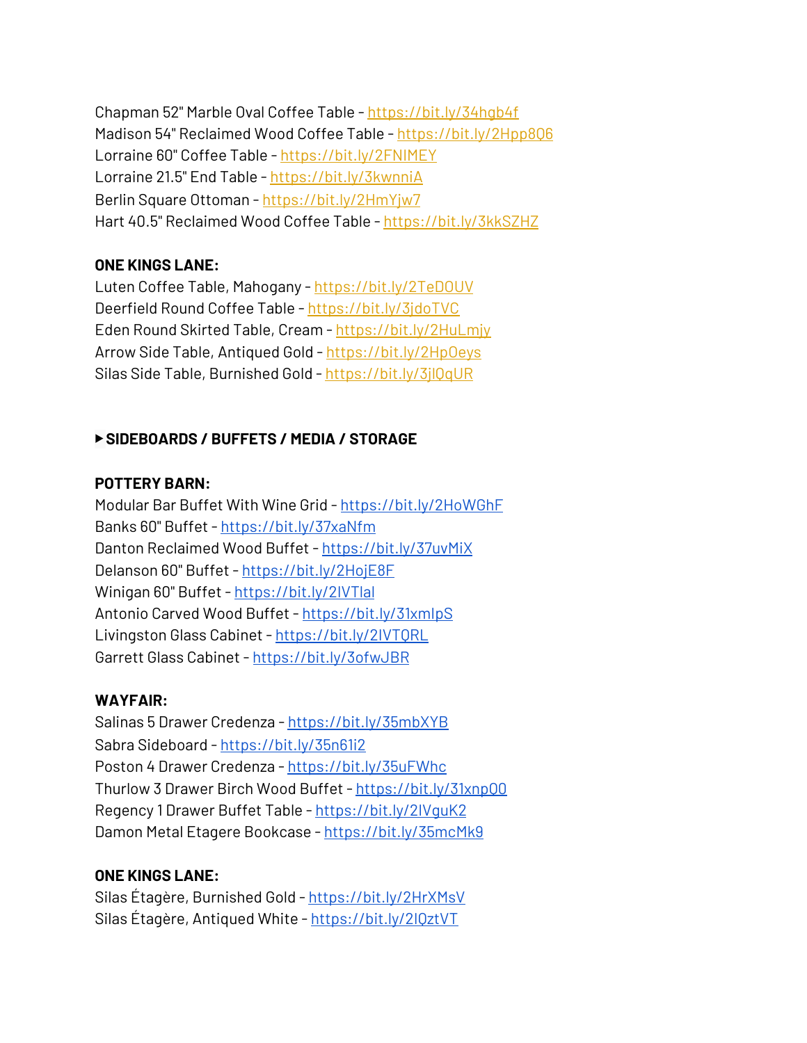Chapman 52" Marble Oval Coffee Table - https://bit.ly/34hgb4f
Madison 54" Reclaimed Wood Coffee Table - https://bit.ly/2Hpp8Q6
Lorraine 60" Coffee Table - https://bit.ly/2FNIMEY
Lorraine 21.5" End Table - https://bit.ly/3kwnniA
Berlin Square Ottoman - https://bit.ly/2HmYjw7
Hart 40.5" Reclaimed Wood Coffee Table - https://bit.ly/3kkSZHZ

**ONE KINGS LANE:**
Luten Coffee Table, Mahogany - https://bit.ly/2TeDOUV
Deerfield Round Coffee Table - https://bit.ly/3jdoTVC
Eden Round Skirted Table, Cream - https://bit.ly/2HuLmjy
Arrow Side Table, Antiqued Gold - https://bit.ly/2HpOeys
Silas Side Table, Burnished Gold - https://bit.ly/3jlQqUR

**▸SIDEBOARDS / BUFFETS / MEDIA / STORAGE**

**POTTERY BARN:**
Modular Bar Buffet With Wine Grid - https://bit.ly/2HoWGhF
Banks 60" Buffet - https://bit.ly/37xaNfm
Danton Reclaimed Wood Buffet - https://bit.ly/37uvMiX
Delanson 60" Buffet - https://bit.ly/2HojE8F
Winigan 60" Buffet - https://bit.ly/2IVTlal
Antonio Carved Wood Buffet - https://bit.ly/31xmlpS
Livingston Glass Cabinet - https://bit.ly/2IVTQRL
Garrett Glass Cabinet - https://bit.ly/3ofwJBR

**WAYFAIR:**
Salinas 5 Drawer Credenza - https://bit.ly/35mbXYB
Sabra Sideboard - https://bit.ly/35n61i2
Poston 4 Drawer Credenza - https://bit.ly/35uFWhc
Thurlow 3 Drawer Birch Wood Buffet - https://bit.ly/31xnpQ0
Regency 1 Drawer Buffet Table - https://bit.ly/2IVguK2
Damon Metal Etagere Bookcase - https://bit.ly/35mcMk9

**ONE KINGS LANE:**
Silas Étagère, Burnished Gold - https://bit.ly/2HrXMsV
Silas Étagère, Antiqued White - https://bit.ly/2lQztVT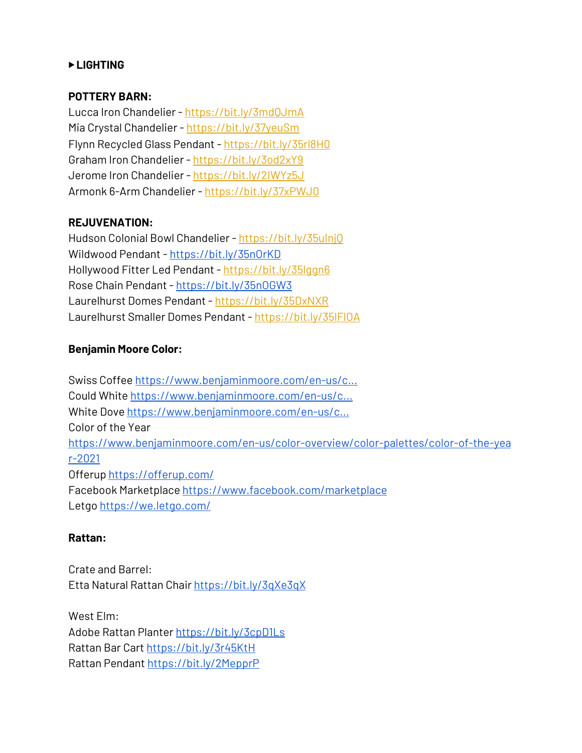▶ **LIGHTING**

**POTTERY BARN:**

Lucca Iron Chandelier - https://bit.ly/3mdQJmA
Mia Crystal Chandelier - https://bit.ly/37yeuSm
Flynn Recycled Glass Pendant - https://bit.ly/35rI8H0
Graham Iron Chandelier - https://bit.ly/3od2xY9
Jerome Iron Chandelier - https://bit.ly/2IWYz5J
Armonk 6-Arm Chandelier - https://bit.ly/37xPWJ0

**REJUVENATION:**

Hudson Colonial Bowl Chandelier - https://bit.ly/35uInjQ
Wildwood Pendant - https://bit.ly/35n0rKD
Hollywood Fitter Led Pendant - https://bit.ly/35lggn6
Rose Chain Pendant - https://bit.ly/35nOGW3
Laurelhurst Domes Pendant - https://bit.ly/35DxNXR
Laurelhurst Smaller Domes Pendant - https://bit.ly/35lFlOA

**Benjamin Moore Color:**

Swiss Coffee https://www.benjaminmoore.com/en-us/c...
Could White https://www.benjaminmoore.com/en-us/c...
White Dove https://www.benjaminmoore.com/en-us/c...
Color of the Year
https://www.benjaminmoore.com/en-us/color-overview/color-palettes/color-of-the-year-2021
Offerup https://offerup.com/
Facebook Marketplace https://www.facebook.com/marketplace
Letgo https://we.letgo.com/

**Rattan:**

Crate and Barrel:
Etta Natural Rattan Chair https://bit.ly/3qXe3qX

West Elm:
Adobe Rattan Planter https://bit.ly/3cpD1Ls
Rattan Bar Cart https://bit.ly/3r45KtH
Rattan Pendant https://bit.ly/2MepprP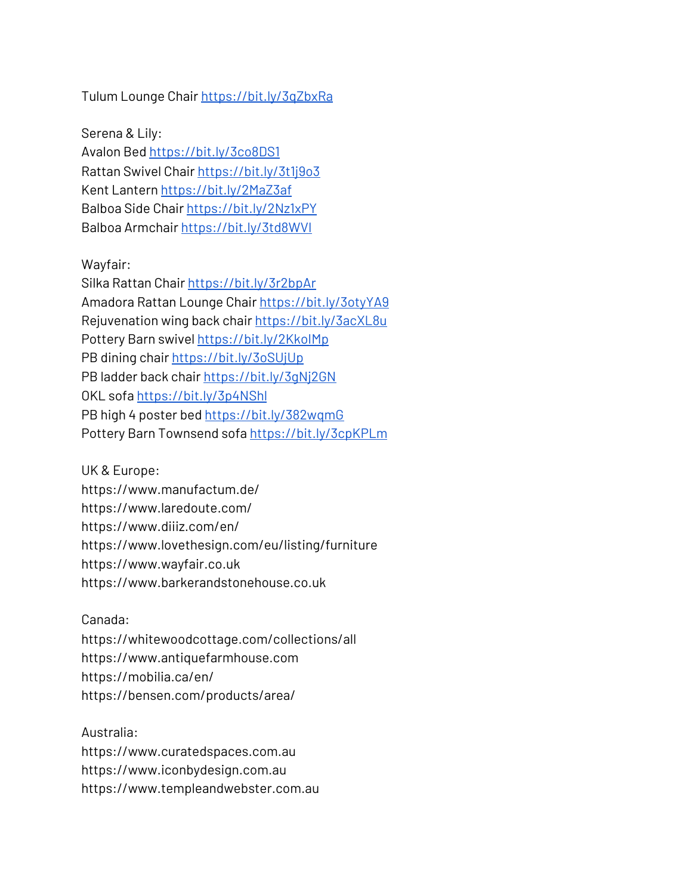Tulum Lounge Chair [https://bit.ly/3qZbxRa](https://bit.ly/3qZbxRa)

Serena & Lily:
Avalon Bed [https://bit.ly/3co8DS1](https://bit.ly/3co8DS1)
Rattan Swivel Chair [https://bit.ly/3t1j9o3](https://bit.ly/3t1j9o3)
Kent Lantern [https://bit.ly/2MaZ3af](https://bit.ly/2MaZ3af)
Balboa Side Chair [https://bit.ly/2Nz1xPY](https://bit.ly/2Nz1xPY)
Balboa Armchair [https://bit.ly/3td8WVl](https://bit.ly/3td8WVl)

Wayfair:
Silka Rattan Chair [https://bit.ly/3r2bpAr](https://bit.ly/3r2bpAr)
Amadora Rattan Lounge Chair [https://bit.ly/3otyYA9](https://bit.ly/3otyYA9)
Rejuvenation wing back chair [https://bit.ly/3acXL8u](https://bit.ly/3acXL8u)
Pottery Barn swivel [https://bit.ly/2KkolMp](https://bit.ly/2KkolMp)
PB dining chair [https://bit.ly/3oSUjUp](https://bit.ly/3oSUjUp)
PB ladder back chair [https://bit.ly/3gNj2GN](https://bit.ly/3gNj2GN)
OKL sofa [https://bit.ly/3p4NShl](https://bit.ly/3p4NShl)
PB high 4 poster bed [https://bit.ly/382wqmG](https://bit.ly/382wqmG)
Pottery Barn Townsend sofa [https://bit.ly/3cpKPLm](https://bit.ly/3cpKPLm)

UK & Europe:
https://www.manufactum.de/
https://www.laredoute.com/
https://www.diiiz.com/en/
https://www.lovethesign.com/eu/listing/furniture
https://www.wayfair.co.uk
https://www.barkerandstonehouse.co.uk

Canada:
https://whitewoodcottage.com/collections/all
https://www.antiquefarmhouse.com
https://mobilia.ca/en/
https://bensen.com/products/area/

Australia:
https://www.curatedspaces.com.au
https://www.iconbydesign.com.au
https://www.templeandwebster.com.au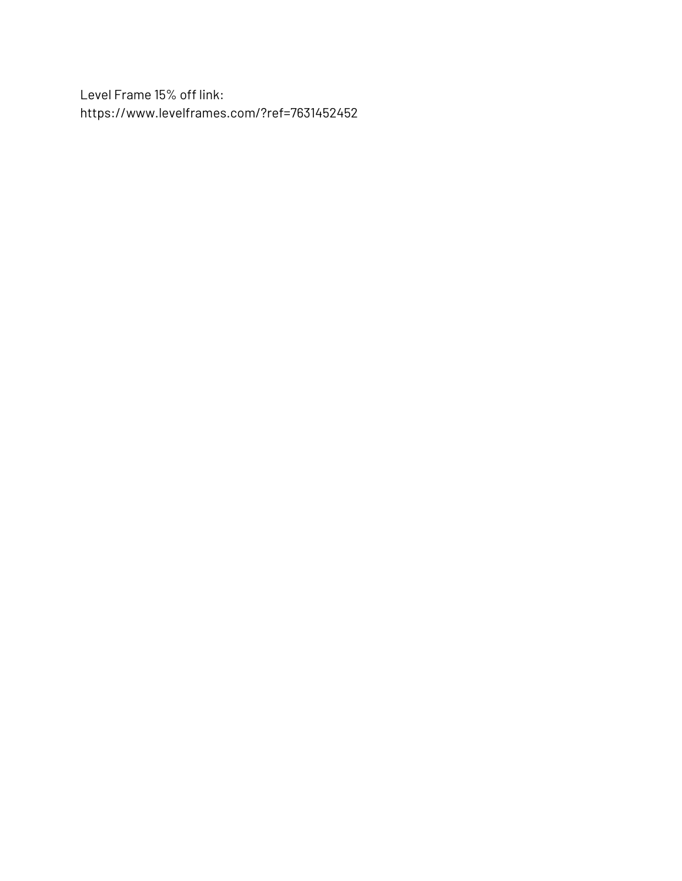Level Frame 15% off link:
https://www.levelframes.com/?ref=7631452452